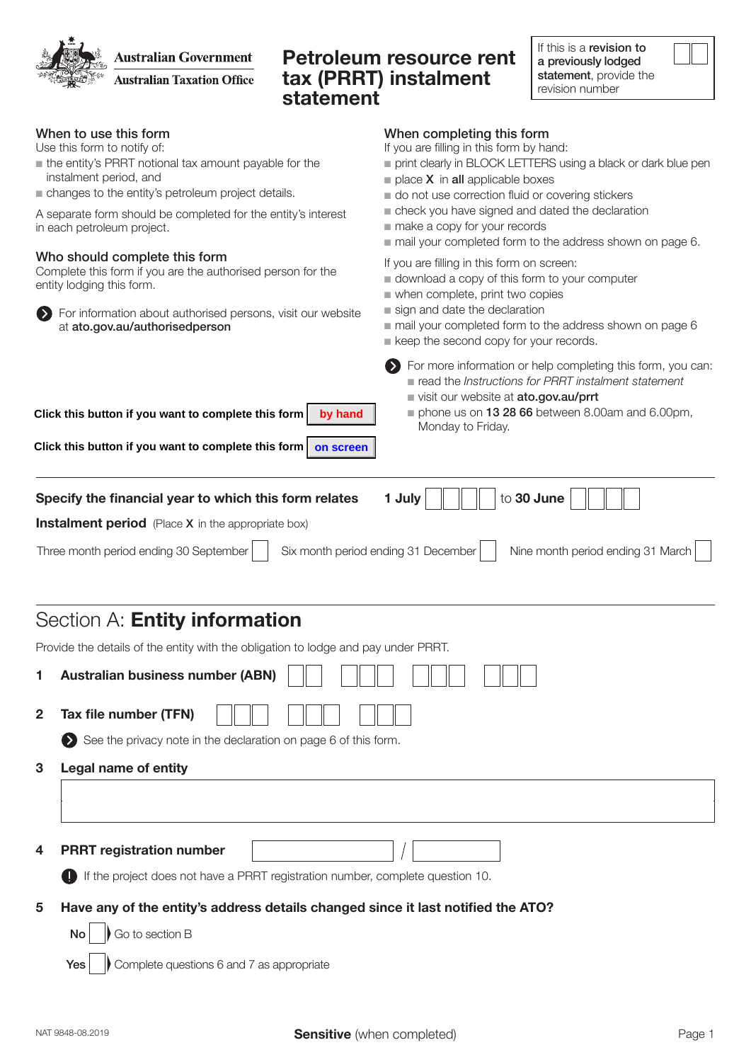Australian Government
Australian Taxation Office

# Petroleum resource rent tax (PRRT) instalment statement

If this is a **revision to a previously lodged statement**, provide the revision number

## When to use this form

Use this form to notify of:

- the entity's PRRT notional tax amount payable for the instalment period, and
- changes to the entity's petroleum project details.

A separate form should be completed for the entity's interest in each petroleum project.

## Who should complete this form

Complete this form if you are the authorised person for the entity lodging this form.

For information about authorised persons, visit our website at **ato.gov.au/authorisedperson**

## When completing this form

If you are filling in this form by hand:

- print clearly in BLOCK LETTERS using a black or dark blue pen
- place **X** in **all** applicable boxes
- do not use correction fluid or covering stickers
- check you have signed and dated the declaration
- make a copy for your records
- mail your completed form to the address shown on page 6.

If you are filling in this form on screen:

- download a copy of this form to your computer
- when complete, print two copies
- sign and date the declaration
- mail your completed form to the address shown on page 6
- keep the second copy for your records.

For more information or help completing this form, you can:

- read the *Instructions for PRRT instalment statement*
- visit our website at **ato.gov.au/prrt**
- phone us on **13 28 66** between 8.00am and 6.00pm, Monday to Friday.

**Click this button if you want to complete this form** by hand

**Click this button if you want to complete this form** on screen

**Specify the financial year to which this form relates** **1 July** ☐☐☐☐ to **30 June** ☐☐☐☐

**Instalment period** (Place **X** in the appropriate box)

Three month period ending 30 September ☐ Six month period ending 31 December ☐ Nine month period ending 31 March ☐

## Section A: **Entity information**

Provide the details of the entity with the obligation to lodge and pay under PRRT.

**1 Australian business number (ABN)**

**2 Tax file number (TFN)**

See the privacy note in the declaration on page 6 of this form.

**3 Legal name of entity**

**4 PRRT registration number** /

If the project does not have a PRRT registration number, complete question 10.

**5 Have any of the entity's address details changed since it last notified the ATO?**

**No** ☐ Go to section B

**Yes** ☐ Complete questions 6 and 7 as appropriate

NAT 9848-08.2019

**Sensitive** (when completed)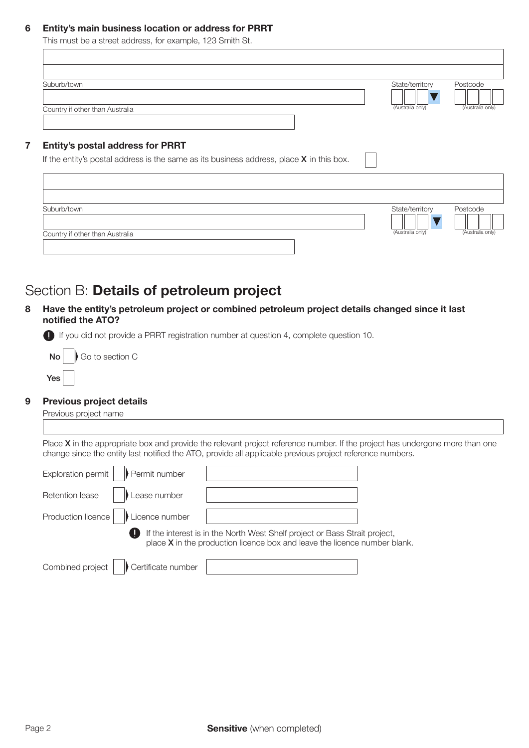**6 Entity's main business location or address for PRRT**

This must be a street address, for example, 123 Smith St.

Suburb/town

State/territory (Australia only)

Postcode (Australia only)

Country if other than Australia

**7 Entity's postal address for PRRT**

If the entity's postal address is the same as its business address, place **X** in this box.

Suburb/town

State/territory (Australia only)

Postcode (Australia only)

Country if other than Australia

## Section B: **Details of petroleum project**

**8 Have the entity's petroleum project or combined petroleum project details changed since it last notified the ATO?**

If you did not provide a PRRT registration number at question 4, complete question 10.

**No** Go to section C

**Yes**

**9 Previous project details**

Previous project name

Place **X** in the appropriate box and provide the relevant project reference number. If the project has undergone more than one change since the entity last notified the ATO, provide all applicable previous project reference numbers.

Exploration permit — Permit number

Retention lease — Lease number

Production licence — Licence number

If the interest is in the North West Shelf project or Bass Strait project, place **X** in the production licence box and leave the licence number blank.

Combined project — Certificate number

**Sensitive** (when completed)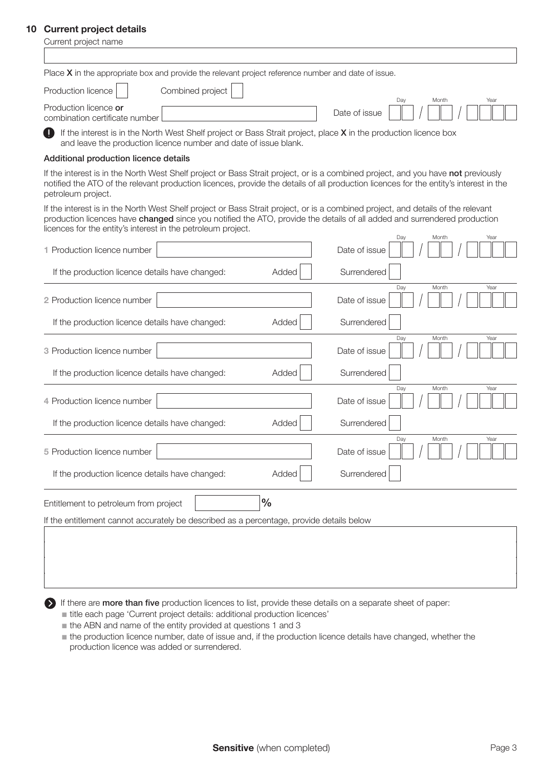## 10 Current project details

Current project name

Place **X** in the appropriate box and provide the relevant project reference number and date of issue.

Production licence ☐ Combined project ☐

Production licence **or** combination certificate number

Date of issue Day / Month / Year

If the interest is in the North West Shelf project or Bass Strait project, place **X** in the production licence box and leave the production licence number and date of issue blank.

### Additional production licence details

If the interest is in the North West Shelf project or Bass Strait project, or is a combined project, and you have **not** previously notified the ATO of the relevant production licences, provide the details of all production licences for the entity's interest in the petroleum project.

If the interest is in the North West Shelf project or Bass Strait project, or is a combined project, and details of the relevant production licences have **changed** since you notified the ATO, provide the details of all added and surrendered production licences for the entity's interest in the petroleum project.

1 Production licence number | Date of issue Day / Month / Year

If the production licence details have changed: Added ☐ Surrendered ☐

2 Production licence number | Date of issue Day / Month / Year

If the production licence details have changed: Added ☐ Surrendered ☐

3 Production licence number | Date of issue Day / Month / Year

If the production licence details have changed: Added ☐ Surrendered ☐

4 Production licence number | Date of issue Day / Month / Year

If the production licence details have changed: Added ☐ Surrendered ☐

5 Production licence number | Date of issue Day / Month / Year

If the production licence details have changed: Added ☐ Surrendered ☐

Entitlement to petroleum from project %

If the entitlement cannot accurately be described as a percentage, provide details below

If there are **more than five** production licences to list, provide these details on a separate sheet of paper:

- title each page 'Current project details: additional production licences'
- the ABN and name of the entity provided at questions 1 and 3
- the production licence number, date of issue and, if the production licence details have changed, whether the production licence was added or surrendered.

**Sensitive** (when completed)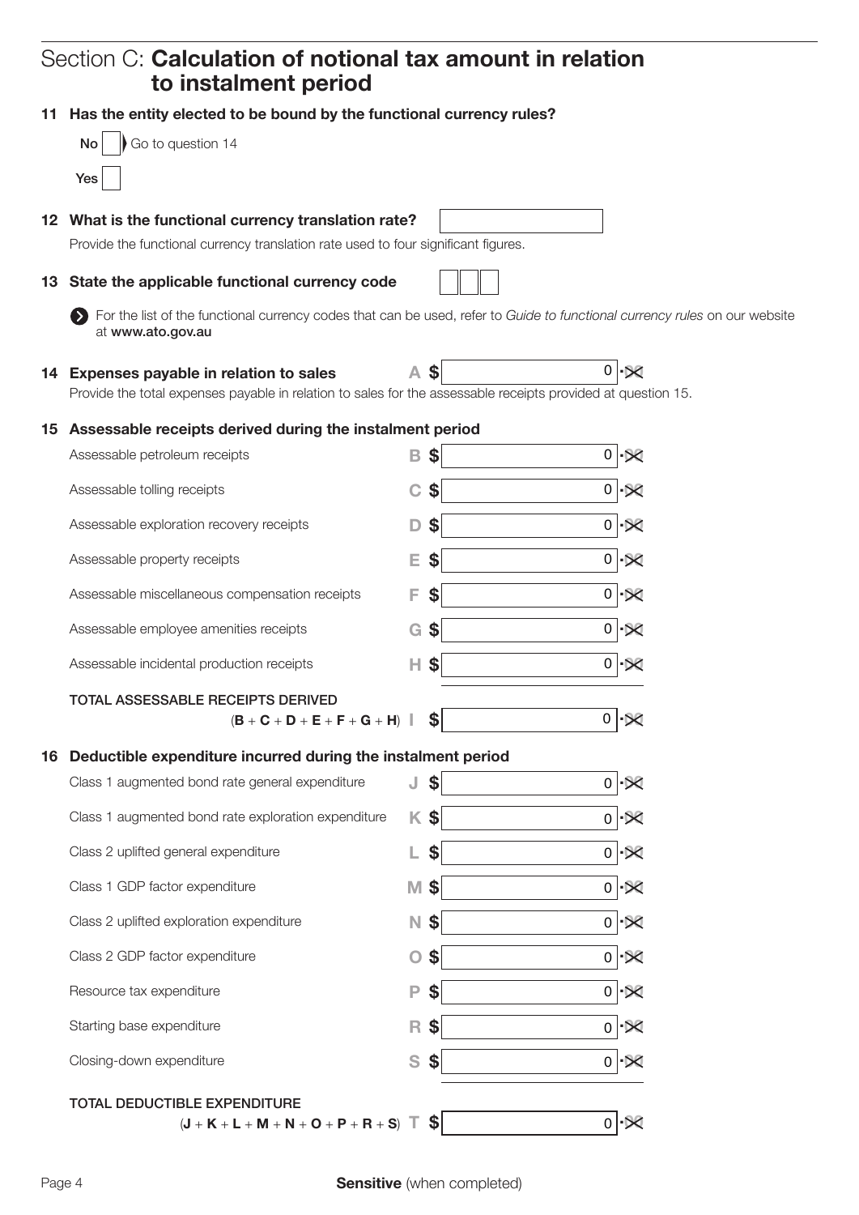## Section C: **Calculation of notional tax amount in relation to instalment period**

**11 Has the entity elected to be bound by the functional currency rules?**

No ☐ Go to question 14

Yes ☐

**12 What is the functional currency translation rate?** ☐

Provide the functional currency translation rate used to four significant figures.

**13 State the applicable functional currency code** ☐☐☐

For the list of the functional currency codes that can be used, refer to *Guide to functional currency rules* on our website at **www.ato.gov.au**

**14 Expenses payable in relation to sales** A $ 0 .XX

Provide the total expenses payable in relation to sales for the assessable receipts provided at question 15.

**15 Assessable receipts derived during the instalment period**

| | | |
|---|---|---|
| Assessable petroleum receipts | B $ | 0 .XX |
| Assessable tolling receipts | C $ | 0 .XX |
| Assessable exploration recovery receipts | D $ | 0 .XX |
| Assessable property receipts | E $ | 0 .XX |
| Assessable miscellaneous compensation receipts | F $ | 0 .XX |
| Assessable employee amenities receipts | G $ | 0 .XX |
| Assessable incidental production receipts | H $ | 0 .XX |
| **TOTAL ASSESSABLE RECEIPTS DERIVED** (**B** + **C** + **D** + **E** + **F** + **G** + **H**) | I $ | 0 .XX |

**16 Deductible expenditure incurred during the instalment period**

| | | |
|---|---|---|
| Class 1 augmented bond rate general expenditure | J $ | 0 .XX |
| Class 1 augmented bond rate exploration expenditure | K $ | 0 .XX |
| Class 2 uplifted general expenditure | L $ | 0 .XX |
| Class 1 GDP factor expenditure | M $ | 0 .XX |
| Class 2 uplifted exploration expenditure | N $ | 0 .XX |
| Class 2 GDP factor expenditure | O $ | 0 .XX |
| Resource tax expenditure | P $ | 0 .XX |
| Starting base expenditure | R $ | 0 .XX |
| Closing-down expenditure | S $ | 0 .XX |
| **TOTAL DEDUCTIBLE EXPENDITURE** (**J** + **K** + **L** + **M** + **N** + **O** + **P** + **R** + **S**) | T $ | 0 .XX |

**Sensitive** (when completed)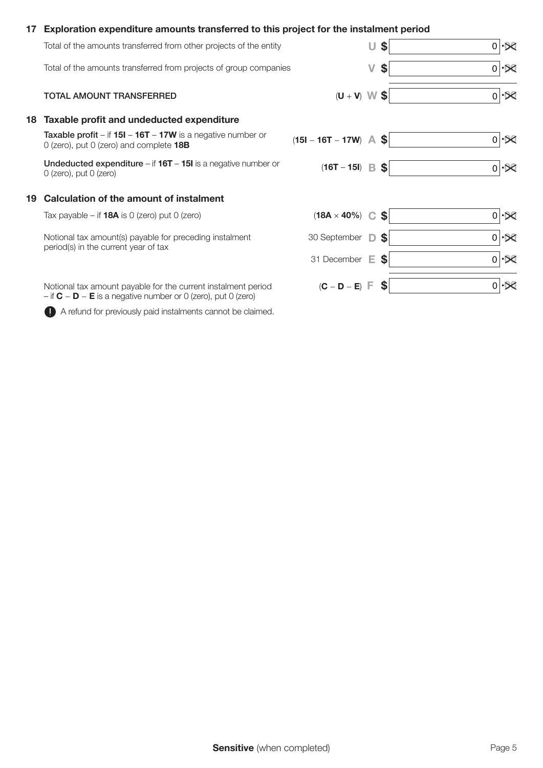## 17 Exploration expenditure amounts transferred to this project for the instalment period

| | | | |
|---|---|---|---|
| Total of the amounts transferred from other projects of the entity | | **U** | $ 0 |
| Total of the amounts transferred from projects of group companies | | **V** | $ 0 |
| **TOTAL AMOUNT TRANSFERRED** | (**U** + **V**) | **W** | $ 0 |

## 18 Taxable profit and undeducted expenditure

| | | | |
|---|---|---|---|
| **Taxable profit** – if **15I** – **16T** – **17W** is a negative number or 0 (zero), put 0 (zero) and complete **18B** | (**15I** – **16T** – **17W**) | **A** | $ 0 |
| **Undeducted expenditure** – if **16T** – **15I** is a negative number or 0 (zero), put 0 (zero) | (**16T** – **15I**) | **B** | $ 0 |

## 19 Calculation of the amount of instalment

| | | | |
|---|---|---|---|
| Tax payable – if **18A** is 0 (zero) put 0 (zero) | (**18A** × **40%**) | **C** | $ 0 |
| Notional tax amount(s) payable for preceding instalment period(s) in the current year of tax | 30 September | **D** | $ 0 |
| | 31 December | **E** | $ 0 |
| Notional tax amount payable for the current instalment period – if **C** – **D** – **E** is a negative number or 0 (zero), put 0 (zero) | (**C** – **D** – **E**) | **F** | $ 0 |

! A refund for previously paid instalments cannot be claimed.

**Sensitive** (when completed)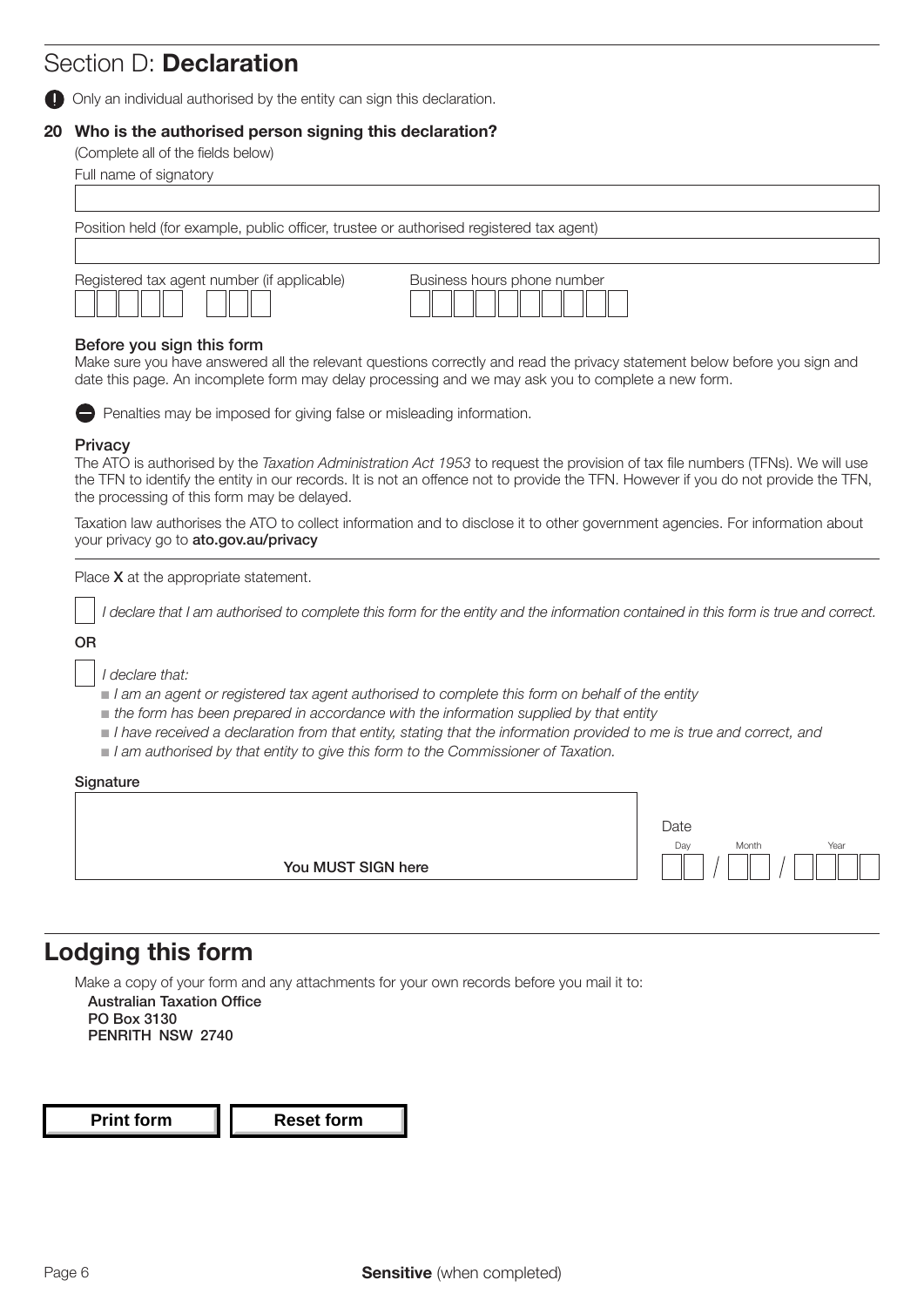## Section D: **Declaration**

Only an individual authorised by the entity can sign this declaration.

**20 Who is the authorised person signing this declaration?**

(Complete all of the fields below)

Full name of signatory

Position held (for example, public officer, trustee or authorised registered tax agent)

Registered tax agent number (if applicable)

Business hours phone number

### Before you sign this form

Make sure you have answered all the relevant questions correctly and read the privacy statement below before you sign and date this page. An incomplete form may delay processing and we may ask you to complete a new form.

Penalties may be imposed for giving false or misleading information.

### Privacy

The ATO is authorised by the *Taxation Administration Act 1953* to request the provision of tax file numbers (TFNs). We will use the TFN to identify the entity in our records. It is not an offence not to provide the TFN. However if you do not provide the TFN, the processing of this form may be delayed.

Taxation law authorises the ATO to collect information and to disclose it to other government agencies. For information about your privacy go to **ato.gov.au/privacy**

Place **X** at the appropriate statement.

*I declare that I am authorised to complete this form for the entity and the information contained in this form is true and correct.*

**OR**

*I declare that:*

- *I am an agent or registered tax agent authorised to complete this form on behalf of the entity*
- *the form has been prepared in accordance with the information supplied by that entity*
- *I have received a declaration from that entity, stating that the information provided to me is true and correct, and*
- *I am authorised by that entity to give this form to the Commissioner of Taxation.*

**Signature**

You MUST SIGN here

Date
Day / Month / Year

## Lodging this form

Make a copy of your form and any attachments for your own records before you mail it to:

**Australian Taxation Office**
**PO Box 3130**
**PENRITH NSW 2740**

**Print form** **Reset form**

**Sensitive** (when completed)